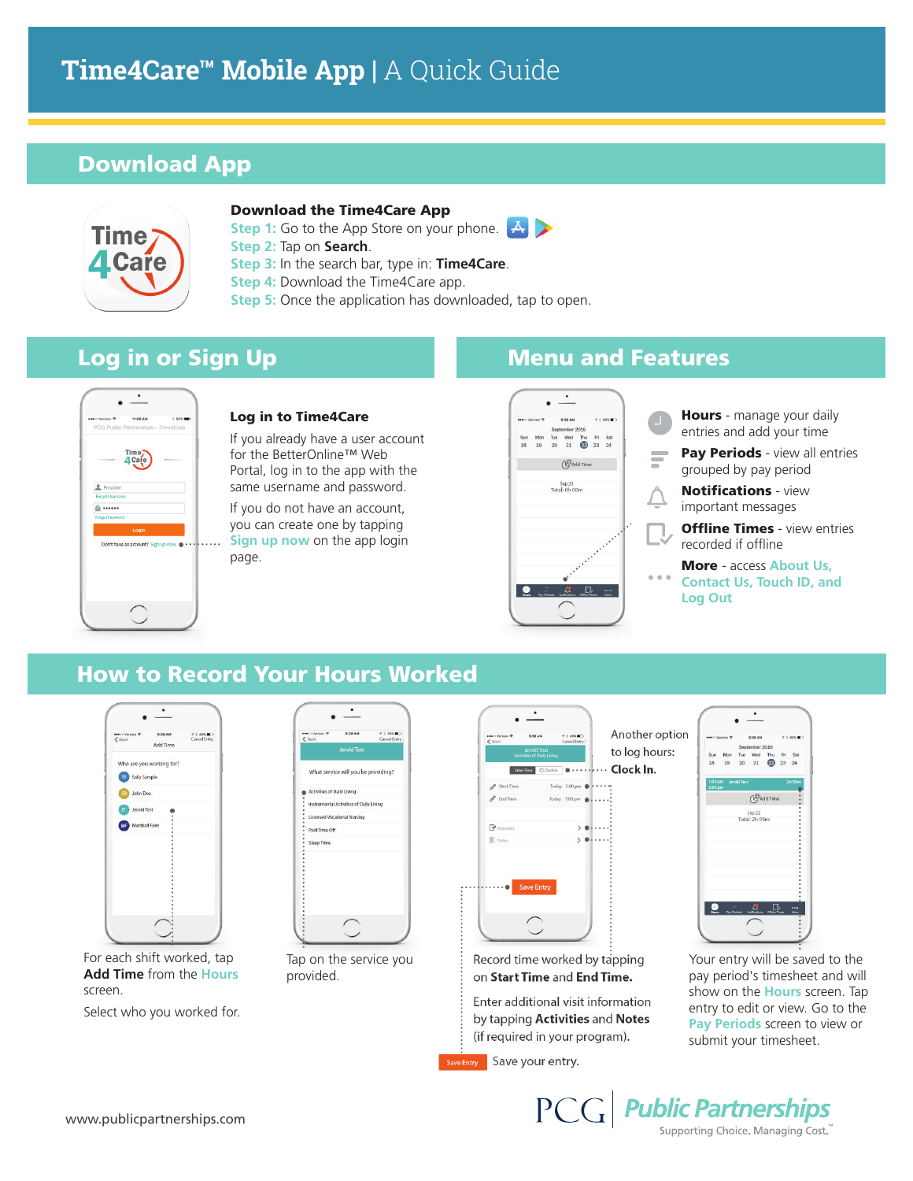# Time4Care™ Mobile App | A Quick Guide

## Download App

**Download the Time4Care App**

Step 1: Go to the App Store on your phone.

Step 2: Tap on **Search**.

Step 3: In the search bar, type in: **Time4Care**.

Step 4: Download the Time4Care app.

Step 5: Once the application has downloaded, tap to open.

## Log in or Sign Up

**Log in to Time4Care**

If you already have a user account for the BetterOnline™ Web Portal, log in to the app with the same username and password.

If you do not have an account, you can create one by tapping Sign up now on the app login page.

## Menu and Features

- **Hours** - manage your daily entries and add your time
- **Pay Periods** - view all entries grouped by pay period
- **Notifications** - view important messages
- **Offline Times** - view entries recorded if offline
- **More** - access About Us, Contact Us, Touch ID, and Log Out

## How to Record Your Hours Worked

For each shift worked, tap **Add Time** from the Hours screen.

Select who you worked for.

Tap on the service you provided.

Another option to log hours: **Clock In.**

Record time worked by tapping on **Start Time** and **End Time.**

Enter additional visit information by tapping **Activities** and **Notes** (if required in your program).

Save Entry — Save your entry.

Your entry will be saved to the pay period's timesheet and will show on the Hours screen. Tap entry to edit or view. Go to the Pay Periods screen to view or submit your timesheet.

www.publicpartnerships.com

PCG | Public Partnerships — Supporting Choice. Managing Cost.™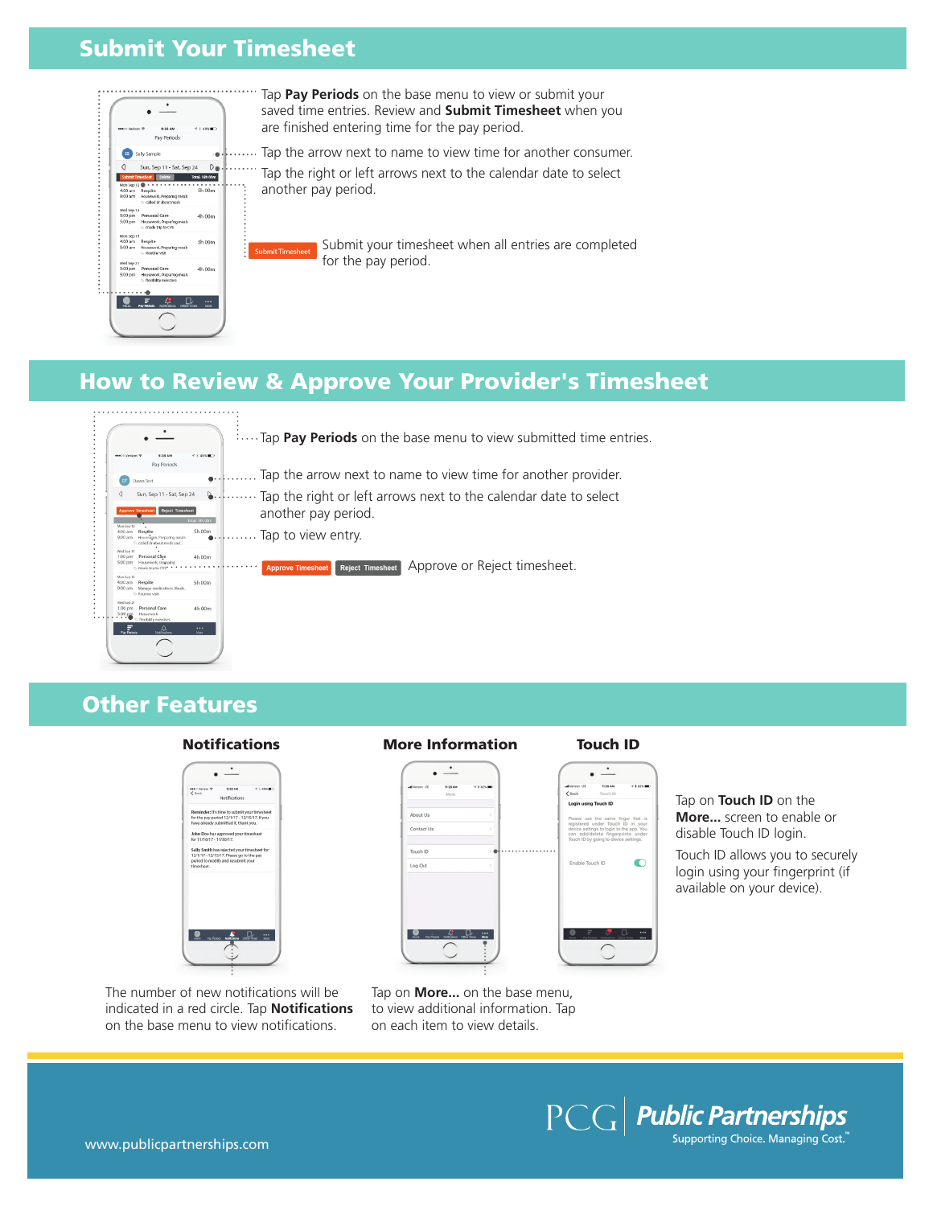## Submit Your Timesheet

Tap **Pay Periods** on the base menu to view or submit your saved time entries. Review and **Submit Timesheet** when you are finished entering time for the pay period.

Tap the arrow next to name to view time for another consumer.

Tap the right or left arrows next to the calendar date to select another pay period.

Submit Timesheet — Submit your timesheet when all entries are completed for the pay period.

## How to Review & Approve Your Provider's Timesheet

Tap **Pay Periods** on the base menu to view submitted time entries.

Tap the arrow next to name to view time for another provider.

Tap the right or left arrows next to the calendar date to select another pay period.

Tap to view entry.

Approve Timesheet / Reject Timesheet — Approve or Reject timesheet.

## Other Features

### Notifications

The number of new notifications will be indicated in a red circle. Tap **Notifications** on the base menu to view notifications.

### More Information

Tap on **More...** on the base menu, to view additional information. Tap on each item to view details.

### Touch ID

Tap on **Touch ID** on the **More...** screen to enable or disable Touch ID login.

Touch ID allows you to securely login using your fingerprint (if available on your device).

www.publicpartnerships.com

PCG | Public Partnerships
Supporting Choice. Managing Cost.™